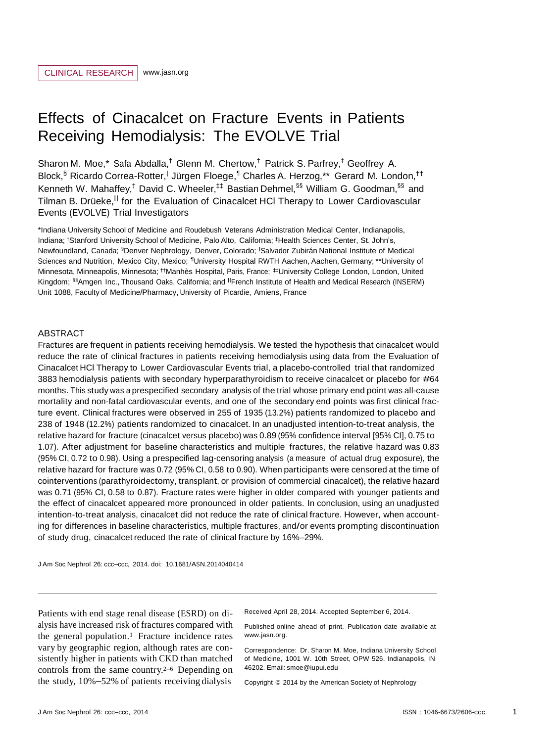CLINICAL RESEARCH www.jasn.org

# Effects of Cinacalcet on Fracture Events in Patients Receiving Hemodialysis: The EVOLVE Trial

Sharon M. Moe,* Safa Abdalla,[†] Glenn M. Chertow,[†] Patrick S. Parfrey,[‡] Geoffrey A. Block,[§] Ricardo Correa-Rotter,[|] Jürgen Floege,[¶] Charles A. Herzog,** Gerard M. London,[††] Kenneth W. Mahaffey,[†] David C. Wheeler,[‡‡] Bastian Dehmel,[§§] William G. Goodman,[§§] and Tilman B. Drüeke,[||] for the Evaluation of Cinacalcet HCl Therapy to Lower Cardiovascular Events (EVOLVE) Trial Investigators

*Indiana University School of Medicine and Roudebush Veterans Administration Medical Center, Indianapolis, Indiana; [†]Stanford University School of Medicine, Palo Alto, California; [‡]Health Sciences Center, St. John's, Newfoundland, Canada; [§]Denver Nephrology, Denver, Colorado; [|]Salvador Zubirán National Institute of Medical Sciences and Nutrition, Mexico City, Mexico; [¶]University Hospital RWTH Aachen, Aachen, Germany; **University of Minnesota, Minneapolis, Minnesota; [††]Manhès Hospital, Paris, France; [‡‡]University College London, London, United Kingdom; [§§]Amgen Inc., Thousand Oaks, California; and [||]French Institute of Health and Medical Research (INSERM) Unit 1088, Faculty of Medicine/Pharmacy, University of Picardie, Amiens, France

## ABSTRACT

Fractures are frequent in patients receiving hemodialysis. We tested the hypothesis that cinacalcet would reduce the rate of clinical fractures in patients receiving hemodialysis using data from the Evaluation of Cinacalcet HCl Therapy to Lower Cardiovascular Events trial, a placebo-controlled trial that randomized 3883 hemodialysis patients with secondary hyperparathyroidism to receive cinacalcet or placebo for #64 months. This study was a prespecified secondary analysis of the trial whose primary end point was all-cause mortality and non-fatal cardiovascular events, and one of the secondary end points was first clinical fracture event. Clinical fractures were observed in 255 of 1935 (13.2%) patients randomized to placebo and 238 of 1948 (12.2%) patients randomized to cinacalcet. In an unadjusted intention-to-treat analysis, the relative hazard for fracture (cinacalcet versus placebo) was 0.89 (95% confidence interval [95% CI], 0.75 to 1.07). After adjustment for baseline characteristics and multiple fractures, the relative hazard was 0.83 (95% CI, 0.72 to 0.98). Using a prespecified lag-censoring analysis (a measure of actual drug exposure), the relative hazard for fracture was 0.72 (95% CI, 0.58 to 0.90). When participants were censored at the time of cointerventions (parathyroidectomy, transplant, or provision of commercial cinacalcet), the relative hazard was 0.71 (95% CI, 0.58 to 0.87). Fracture rates were higher in older compared with younger patients and the effect of cinacalcet appeared more pronounced in older patients. In conclusion, using an unadjusted intention-to-treat analysis, cinacalcet did not reduce the rate of clinical fracture. However, when accounting for differences in baseline characteristics, multiple fractures, and/or events prompting discontinuation of study drug, cinacalcet reduced the rate of clinical fracture by 16%–29%.

J Am Soc Nephrol 26: ccc–ccc, 2014. doi: 10.1681/ASN.2014040414

Patients with end stage renal disease (ESRD) on dialysis have increased risk of fractures compared with the general population.[1] Fracture incidence rates vary by geographic region, although rates are consistently higher in patients with CKD than matched controls from the same country.[2–6] Depending on the study, 10%–52% of patients receiving dialysis

Received April 28, 2014. Accepted September 6, 2014.

Published online ahead of print. Publication date available at www.jasn.org.

Correspondence: Dr. Sharon M. Moe, Indiana University School of Medicine, 1001 W. 10th Street, OPW 526, Indianapolis, IN 46202. Email: smoe@iupui.edu

Copyright © 2014 by the American Society of Nephrology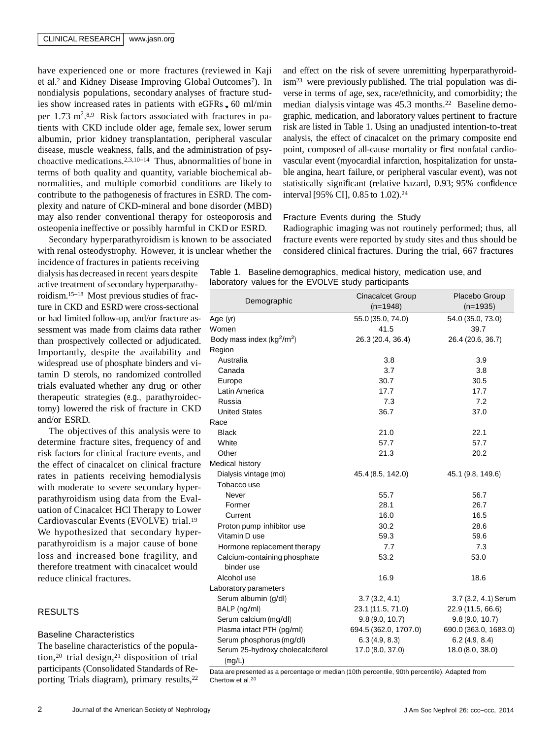have experienced one or more fractures (reviewed in Kaji et al.[2] and Kidney Disease Improving Global Outcomes[7]). In nondialysis populations, secondary analyses of fracture studies show increased rates in patients with eGFRs < 60 ml/min per 1.73 $m^2$.[8,9] Risk factors associated with fractures in patients with CKD include older age, female sex, lower serum albumin, prior kidney transplantation, peripheral vascular disease, muscle weakness, falls, and the administration of psychoactive medications.[2,3,10–14] Thus, abnormalities of bone in terms of both quality and quantity, variable biochemical abnormalities, and multiple comorbid conditions are likely to contribute to the pathogenesis of fractures in ESRD. The complexity and nature of CKD-mineral and bone disorder (MBD) may also render conventional therapy for osteoporosis and osteopenia ineffective or possibly harmful in CKD or ESRD.

Secondary hyperparathyroidism is known to be associated with renal osteodystrophy. However, it is unclear whether the incidence of fractures in patients receiving dialysis has decreased in recent years despite active treatment of secondary hyperparathyroidism.[15–18] Most previous studies of fracture in CKD and ESRD were cross-sectional or had limited follow-up, and/or fracture assessment was made from claims data rather than prospectively collected or adjudicated. Importantly, despite the availability and widespread use of phosphate binders and vitamin D sterols, no randomized controlled trials evaluated whether any drug or other therapeutic strategies (e.g., parathyroidectomy) lowered the risk of fracture in CKD and/or ESRD.

The objectives of this analysis were to determine fracture sites, frequency of and risk factors for clinical fracture events, and the effect of cinacalcet on clinical fracture rates in patients receiving hemodialysis with moderate to severe secondary hyperparathyroidism using data from the Evaluation of Cinacalcet HCl Therapy to Lower Cardiovascular Events (EVOLVE) trial.[19] We hypothesized that secondary hyperparathyroidism is a major cause of bone loss and increased bone fragility, and therefore treatment with cinacalcet would reduce clinical fractures.

## RESULTS

### Baseline Characteristics

The baseline characteristics of the population,[20] trial design,[21] disposition of trial participants (Consolidated Standards of Reporting Trials diagram), primary results,[22] and effect on the risk of severe unremitting hyperparathyroidism[23] were previously published. The trial population was diverse in terms of age, sex, race/ethnicity, and comorbidity; the median dialysis vintage was 45.3 months.[22] Baseline demographic, medication, and laboratory values pertinent to fracture risk are listed in Table 1. Using an unadjusted intention-to-treat analysis, the effect of cinacalcet on the primary composite end point, composed of all-cause mortality or first nonfatal cardiovascular event (myocardial infarction, hospitalization for unstable angina, heart failure, or peripheral vascular event), was not statistically significant (relative hazard, 0.93; 95% confidence interval [95% CI], 0.85 to 1.02).[24]

### Fracture Events during the Study

Radiographic imaging was not routinely performed; thus, all fracture events were reported by study sites and thus should be considered clinical fractures. During the trial, 667 fractures

Table 1. Baseline demographics, medical history, medication use, and laboratory values for the EVOLVE study participants

| Demographic | Cinacalcet Group (n=1948) | Placebo Group (n=1935) |
|---|---|---|
| Age (yr) | 55.0 (35.0, 74.0) | 54.0 (35.0, 73.0) |
| Women | 41.5 | 39.7 |
| Body mass index ($kg^2/m^2$) | 26.3 (20.4, 36.4) | 26.4 (20.6, 36.7) |
| Region | | |
| Australia | 3.8 | 3.9 |
| Canada | 3.7 | 3.8 |
| Europe | 30.7 | 30.5 |
| Latin America | 17.7 | 17.7 |
| Russia | 7.3 | 7.2 |
| United States | 36.7 | 37.0 |
| Race | | |
| Black | 21.0 | 22.1 |
| White | 57.7 | 57.7 |
| Other | 21.3 | 20.2 |
| Medical history | | |
| Dialysis vintage (mo) | 45.4 (8.5, 142.0) | 45.1 (9.8, 149.6) |
| Tobacco use | | |
| Never | 55.7 | 56.7 |
| Former | 28.1 | 26.7 |
| Current | 16.0 | 16.5 |
| Proton pump inhibitor use | 30.2 | 28.6 |
| Vitamin D use | 59.3 | 59.6 |
| Hormone replacement therapy | 7.7 | 7.3 |
| Calcium-containing phosphate binder use | 53.2 | 53.0 |
| Alcohol use | 16.9 | 18.6 |
| Laboratory parameters | | |
| Serum albumin (g/dl) | 3.7 (3.2, 4.1) | 3.7 (3.2, 4.1) Serum |
| BALP (ng/ml) | 23.1 (11.5, 71.0) | 22.9 (11.5, 66.6) |
| Serum calcium (mg/dl) | 9.8 (9.0, 10.7) | 9.8 (9.0, 10.7) |
| Plasma intact PTH (pg/ml) | 694.5 (362.0, 1707.0) | 690.0 (363.0, 1683.0) |
| Serum phosphorus (mg/dl) | 6.3 (4.9, 8.3) | 6.2 (4.9, 8.4) |
| Serum 25-hydroxy cholecalciferol (mg/L) | 17.0 (8.0, 37.0) | 18.0 (8.0, 38.0) |

Data are presented as a percentage or median (10th percentile, 90th percentile). Adapted from Chertow et al.[20]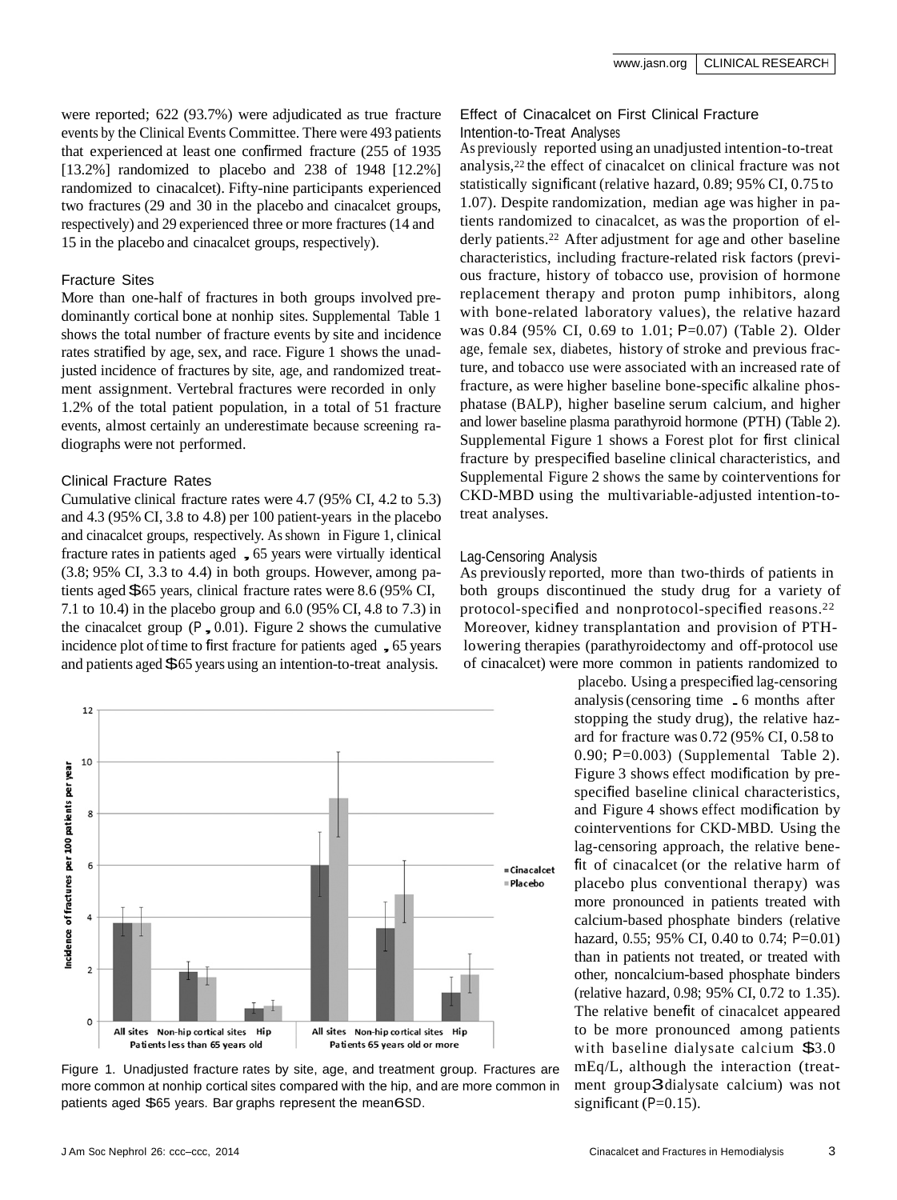were reported; 622 (93.7%) were adjudicated as true fracture events by the Clinical Events Committee. There were 493 patients that experienced at least one confirmed fracture (255 of 1935 [13.2%] randomized to placebo and 238 of 1948 [12.2%] randomized to cinacalcet). Fifty-nine participants experienced two fractures (29 and 30 in the placebo and cinacalcet groups, respectively) and 29 experienced three or more fractures (14 and 15 in the placebo and cinacalcet groups, respectively).

### Fracture Sites

More than one-half of fractures in both groups involved predominantly cortical bone at nonhip sites. Supplemental Table 1 shows the total number of fracture events by site and incidence rates stratified by age, sex, and race. Figure 1 shows the unadjusted incidence of fractures by site, age, and randomized treatment assignment. Vertebral fractures were recorded in only 1.2% of the total patient population, in a total of 51 fracture events, almost certainly an underestimate because screening radiographs were not performed.

### Clinical Fracture Rates

Cumulative clinical fracture rates were 4.7 (95% CI, 4.2 to 5.3) and 4.3 (95% CI, 3.8 to 4.8) per 100 patient-years in the placebo and cinacalcet groups, respectively. As shown in Figure 1, clinical fracture rates in patients aged $<$65 years were virtually identical (3.8; 95% CI, 3.3 to 4.4) in both groups. However, among patients aged $\geq$65 years, clinical fracture rates were 8.6 (95% CI, 7.1 to 10.4) in the placebo group and 6.0 (95% CI, 4.8 to 7.3) in the cinacalcet group ($P<0.01$). Figure 2 shows the cumulative incidence plot of time to first fracture for patients aged $<$65 years and patients aged $\geq$65 years using an intention-to-treat analysis.

Figure 1. Unadjusted fracture rates by site, age, and treatment group. Fractures are more common at nonhip cortical sites compared with the hip, and are more common in patients aged $\geq$65 years. Bar graphs represent the mean$\pm$SD.

### Effect of Cinacalcet on First Clinical Fracture

#### Intention-to-Treat Analyses

As previously reported using an unadjusted intention-to-treat analysis,[22] the effect of cinacalcet on clinical fracture was not statistically significant (relative hazard, 0.89; 95% CI, 0.75 to 1.07). Despite randomization, median age was higher in patients randomized to cinacalcet, as was the proportion of elderly patients.[22] After adjustment for age and other baseline characteristics, including fracture-related risk factors (previous fracture, history of tobacco use, provision of hormone replacement therapy and proton pump inhibitors, along with bone-related laboratory values), the relative hazard was 0.84 (95% CI, 0.69 to 1.01; $P=0.07$) (Table 2). Older age, female sex, diabetes, history of stroke and previous fracture, and tobacco use were associated with an increased rate of fracture, as were higher baseline bone-specific alkaline phosphatase (BALP), higher baseline serum calcium, and higher and lower baseline plasma parathyroid hormone (PTH) (Table 2). Supplemental Figure 1 shows a Forest plot for first clinical fracture by prespecified baseline clinical characteristics, and Supplemental Figure 2 shows the same by cointerventions for CKD-MBD using the multivariable-adjusted intention-to-treat analyses.

#### Lag-Censoring Analysis

As previously reported, more than two-thirds of patients in both groups discontinued the study drug for a variety of protocol-specified and nonprotocol-specified reasons.[22] Moreover, kidney transplantation and provision of PTH-lowering therapies (parathyroidectomy and off-protocol use of cinacalcet) were more common in patients randomized to placebo. Using a prespecified lag-censoring analysis (censoring time $\geq$6 months after stopping the study drug), the relative hazard for fracture was 0.72 (95% CI, 0.58 to 0.90; $P=0.003$) (Supplemental Table 2). Figure 3 shows effect modification by prespecified baseline clinical characteristics, and Figure 4 shows effect modification by cointerventions for CKD-MBD. Using the lag-censoring approach, the relative benefit of cinacalcet (or the relative harm of placebo plus conventional therapy) was more pronounced in patients treated with calcium-based phosphate binders (relative hazard, 0.55; 95% CI, 0.40 to 0.74; $P=0.01$) than in patients not treated, or treated with other, noncalcium-based phosphate binders (relative hazard, 0.98; 95% CI, 0.72 to 1.35). The relative benefit of cinacalcet appeared to be more pronounced among patients with baseline dialysate calcium $\geq$3.0 mEq/L, although the interaction (treatment group$\times$dialysate calcium) was not significant ($P=0.15$).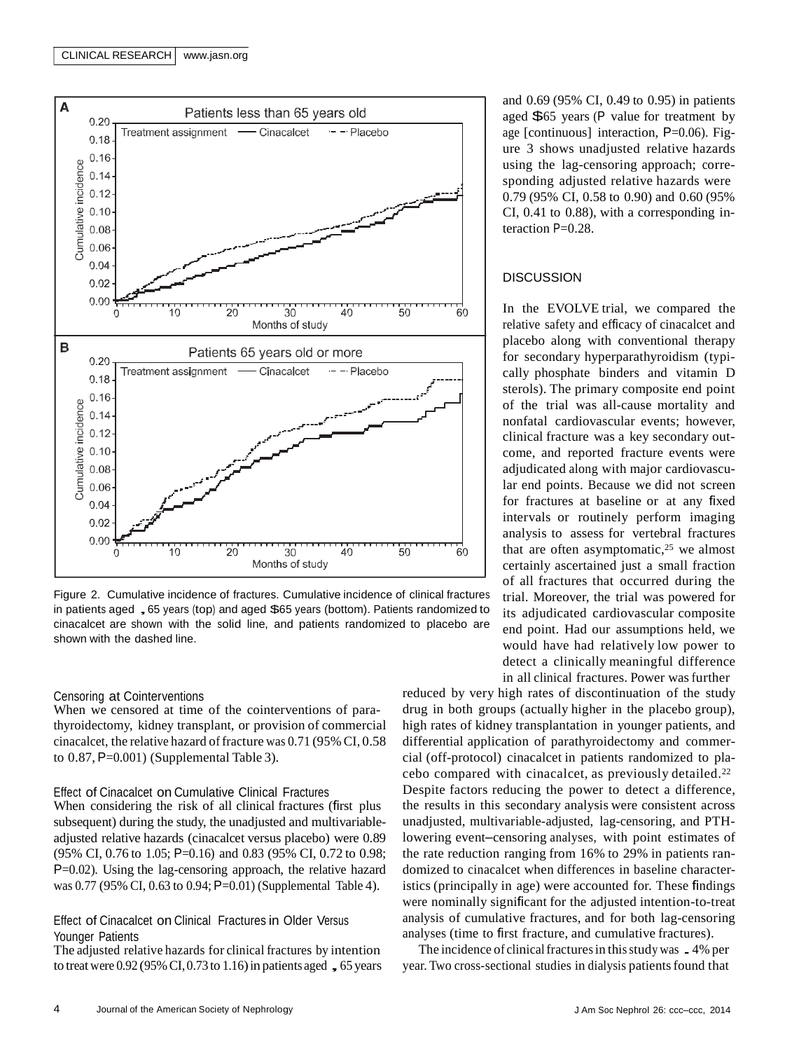Figure 2. Cumulative incidence of fractures. Cumulative incidence of clinical fractures in patients aged < 65 years (top) and aged ≥65 years (bottom). Patients randomized to cinacalcet are shown with the solid line, and patients randomized to placebo are shown with the dashed line.

### Censoring at Cointerventions

When we censored at time of the cointerventions of parathyroidectomy, kidney transplant, or provision of commercial cinacalcet, the relative hazard of fracture was 0.71 (95% CI, 0.58 to 0.87, P=0.001) (Supplemental Table 3).

### Effect of Cinacalcet on Cumulative Clinical Fractures

When considering the risk of all clinical fractures (first plus subsequent) during the study, the unadjusted and multivariable-adjusted relative hazards (cinacalcet versus placebo) were 0.89 (95% CI, 0.76 to 1.05; P=0.16) and 0.83 (95% CI, 0.72 to 0.98; P=0.02). Using the lag-censoring approach, the relative hazard was 0.77 (95% CI, 0.63 to 0.94; P=0.01) (Supplemental Table 4).

### Effect of Cinacalcet on Clinical Fractures in Older Versus Younger Patients

The adjusted relative hazards for clinical fractures by intention to treat were 0.92 (95% CI, 0.73 to 1.16) in patients aged < 65 years and 0.69 (95% CI, 0.49 to 0.95) in patients aged ≥65 years (P value for treatment by age [continuous] interaction, P=0.06). Figure 3 shows unadjusted relative hazards using the lag-censoring approach; corresponding adjusted relative hazards were 0.79 (95% CI, 0.58 to 0.90) and 0.60 (95% CI, 0.41 to 0.88), with a corresponding interaction P=0.28.

## DISCUSSION

In the EVOLVE trial, we compared the relative safety and efficacy of cinacalcet and placebo along with conventional therapy for secondary hyperparathyroidism (typically phosphate binders and vitamin D sterols). The primary composite end point of the trial was all-cause mortality and nonfatal cardiovascular events; however, clinical fracture was a key secondary outcome, and reported fracture events were adjudicated along with major cardiovascular end points. Because we did not screen for fractures at baseline or at any fixed intervals or routinely perform imaging analysis to assess for vertebral fractures that are often asymptomatic,[25] we almost certainly ascertained just a small fraction of all fractures that occurred during the trial. Moreover, the trial was powered for its adjudicated cardiovascular composite end point. Had our assumptions held, we would have had relatively low power to detect a clinically meaningful difference in all clinical fractures. Power was further reduced by very high rates of discontinuation of the study drug in both groups (actually higher in the placebo group), high rates of kidney transplantation in younger patients, and differential application of parathyroidectomy and commercial (off-protocol) cinacalcet in patients randomized to placebo compared with cinacalcet, as previously detailed.[22] Despite factors reducing the power to detect a difference, the results in this secondary analysis were consistent across unadjusted, multivariable-adjusted, lag-censoring, and PTH-lowering event–censoring analyses, with point estimates of the rate reduction ranging from 16% to 29% in patients randomized to cinacalcet when differences in baseline characteristics (principally in age) were accounted for. These findings were nominally significant for the adjusted intention-to-treat analysis of cumulative fractures, and for both lag-censoring analyses (time to first fracture, and cumulative fractures).

The incidence of clinical fractures in this study was ~4% per year. Two cross-sectional studies in dialysis patients found that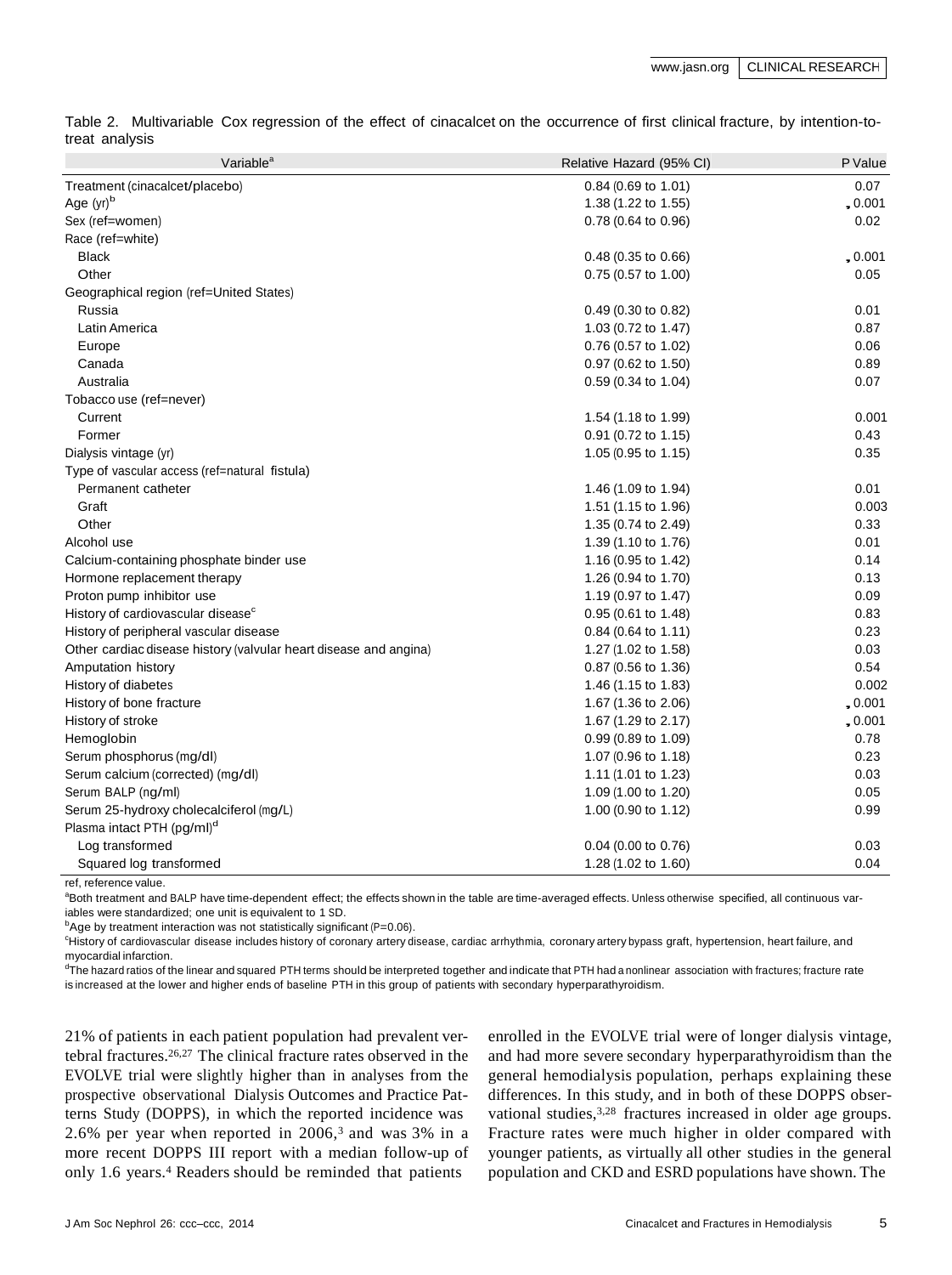Table 2. Multivariable Cox regression of the effect of cinacalcet on the occurrence of first clinical fracture, by intention-to-treat analysis

| Variable[a] | Relative Hazard (95% CI) | P Value |
|---|---|---|
| Treatment (cinacalcet/placebo) | 0.84 (0.69 to 1.01) | 0.07 |
| Age (yr)[b] | 1.38 (1.22 to 1.55) | <0.001 |
| Sex (ref=women) | 0.78 (0.64 to 0.96) | 0.02 |
| Race (ref=white) | | |
| Black | 0.48 (0.35 to 0.66) | <0.001 |
| Other | 0.75 (0.57 to 1.00) | 0.05 |
| Geographical region (ref=United States) | | |
| Russia | 0.49 (0.30 to 0.82) | 0.01 |
| Latin America | 1.03 (0.72 to 1.47) | 0.87 |
| Europe | 0.76 (0.57 to 1.02) | 0.06 |
| Canada | 0.97 (0.62 to 1.50) | 0.89 |
| Australia | 0.59 (0.34 to 1.04) | 0.07 |
| Tobacco use (ref=never) | | |
| Current | 1.54 (1.18 to 1.99) | 0.001 |
| Former | 0.91 (0.72 to 1.15) | 0.43 |
| Dialysis vintage (yr) | 1.05 (0.95 to 1.15) | 0.35 |
| Type of vascular access (ref=natural fistula) | | |
| Permanent catheter | 1.46 (1.09 to 1.94) | 0.01 |
| Graft | 1.51 (1.15 to 1.96) | 0.003 |
| Other | 1.35 (0.74 to 2.49) | 0.33 |
| Alcohol use | 1.39 (1.10 to 1.76) | 0.01 |
| Calcium-containing phosphate binder use | 1.16 (0.95 to 1.42) | 0.14 |
| Hormone replacement therapy | 1.26 (0.94 to 1.70) | 0.13 |
| Proton pump inhibitor use | 1.19 (0.97 to 1.47) | 0.09 |
| History of cardiovascular disease[c] | 0.95 (0.61 to 1.48) | 0.83 |
| History of peripheral vascular disease | 0.84 (0.64 to 1.11) | 0.23 |
| Other cardiac disease history (valvular heart disease and angina) | 1.27 (1.02 to 1.58) | 0.03 |
| Amputation history | 0.87 (0.56 to 1.36) | 0.54 |
| History of diabetes | 1.46 (1.15 to 1.83) | 0.002 |
| History of bone fracture | 1.67 (1.36 to 2.06) | <0.001 |
| History of stroke | 1.67 (1.29 to 2.17) | <0.001 |
| Hemoglobin | 0.99 (0.89 to 1.09) | 0.78 |
| Serum phosphorus (mg/dl) | 1.07 (0.96 to 1.18) | 0.23 |
| Serum calcium (corrected) (mg/dl) | 1.11 (1.01 to 1.23) | 0.03 |
| Serum BALP (ng/ml) | 1.09 (1.00 to 1.20) | 0.05 |
| Serum 25-hydroxy cholecalciferol (mg/L) | 1.00 (0.90 to 1.12) | 0.99 |
| Plasma intact PTH (pg/ml)[d] | | |
| Log transformed | 0.04 (0.00 to 0.76) | 0.03 |
| Squared log transformed | 1.28 (1.02 to 1.60) | 0.04 |

ref, reference value.

[a]Both treatment and BALP have time-dependent effect; the effects shown in the table are time-averaged effects. Unless otherwise specified, all continuous variables were standardized; one unit is equivalent to 1 SD.

[b]Age by treatment interaction was not statistically significant (P=0.06).

[c]History of cardiovascular disease includes history of coronary artery disease, cardiac arrhythmia, coronary artery bypass graft, hypertension, heart failure, and myocardial infarction.

[d]The hazard ratios of the linear and squared PTH terms should be interpreted together and indicate that PTH had a nonlinear association with fractures; fracture rate is increased at the lower and higher ends of baseline PTH in this group of patients with secondary hyperparathyroidism.

21% of patients in each patient population had prevalent vertebral fractures.[26,27] The clinical fracture rates observed in the EVOLVE trial were slightly higher than in analyses from the prospective observational Dialysis Outcomes and Practice Patterns Study (DOPPS), in which the reported incidence was 2.6% per year when reported in 2006,[3] and was 3% in a more recent DOPPS III report with a median follow-up of only 1.6 years.[4] Readers should be reminded that patients enrolled in the EVOLVE trial were of longer dialysis vintage, and had more severe secondary hyperparathyroidism than the general hemodialysis population, perhaps explaining these differences. In this study, and in both of these DOPPS observational studies,[3,28] fractures increased in older age groups. Fracture rates were much higher in older compared with younger patients, as virtually all other studies in the general population and CKD and ESRD populations have shown. The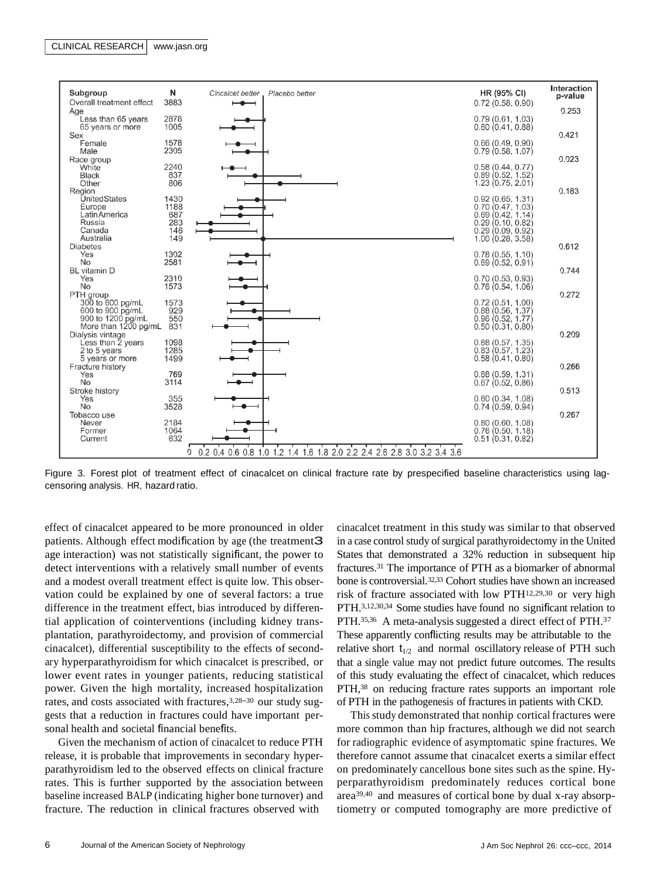| Subgroup | N | HR (95% CI) | Interaction p-value |
|---|---|---|---|
| Overall treatment effect | 3883 | 0.72 (0.58, 0.90) | |
| Age | | | 0.253 |
| Less than 65 years | 2878 | 0.79 (0.61, 1.03) | |
| 65 years or more | 1005 | 0.60 (0.41, 0.88) | |
| Sex | | | 0.421 |
| Female | 1578 | 0.66 (0.49, 0.90) | |
| Male | 2305 | 0.79 (0.58, 1.07) | |
| Race group | | | 0.023 |
| White | 2240 | 0.58 (0.44, 0.77) | |
| Black | 837 | 0.89 (0.52, 1.52) | |
| Other | 806 | 1.23 (0.75, 2.01) | |
| Region | | | 0.183 |
| United States | 1430 | 0.92 (0.65, 1.31) | |
| Europe | 1188 | 0.70 (0.47, 1.03) | |
| Latin America | 687 | 0.69 (0.42, 1.14) | |
| Russia | 283 | 0.29 (0.10, 0.82) | |
| Canada | 146 | 0.29 (0.09, 0.92) | |
| Australia | 149 | 1.00 (0.28, 3.58) | |
| Diabetes | | | 0.612 |
| Yes | 1302 | 0.78 (0.55, 1.10) | |
| No | 2581 | 0.69 (0.52, 0.91) | |
| BL vitamin D | | | 0.744 |
| Yes | 2310 | 0.70 (0.53, 0.93) | |
| No | 1573 | 0.76 (0.54, 1.06) | |
| PTH group | | | 0.272 |
| 300 to 600 pg/mL | 1573 | 0.72 (0.51, 1.00) | |
| 600 to 900 pg/mL | 929 | 0.88 (0.56, 1.37) | |
| 900 to 1200 pg/mL | 550 | 0.96 (0.52, 1.77) | |
| More than 1200 pg/mL | 831 | 0.50 (0.31, 0.80) | |
| Dialysis vintage | | | 0.209 |
| Less than 2 years | 1098 | 0.88 (0.57, 1.35) | |
| 2 to 5 years | 1285 | 0.83 (0.57, 1.23) | |
| 5 years or more | 1499 | 0.58 (0.41, 0.80) | |
| Fracture history | | | 0.266 |
| Yes | 769 | 0.88 (0.59, 1.31) | |
| No | 3114 | 0.67 (0.52, 0.86) | |
| Stroke history | | | 0.513 |
| Yes | 355 | 0.60 (0.34, 1.08) | |
| No | 3528 | 0.74 (0.59, 0.94) | |
| Tobacco use | | | 0.267 |
| Never | 2184 | 0.80 (0.60, 1.08) | |
| Former | 1064 | 0.76 (0.50, 1.18) | |
| Current | 632 | 0.51 (0.31, 0.82) | |

Figure 3. Forest plot of treatment effect of cinacalcet on clinical fracture rate by prespecified baseline characteristics using lag-censoring analysis. HR, hazard ratio.

effect of cinacalcet appeared to be more pronounced in older patients. Although effect modification by age (the treatment×age interaction) was not statistically significant, the power to detect interventions with a relatively small number of events and a modest overall treatment effect is quite low. This observation could be explained by one of several factors: a true difference in the treatment effect, bias introduced by differential application of cointerventions (including kidney transplantation, parathyroidectomy, and provision of commercial cinacalcet), differential susceptibility to the effects of secondary hyperparathyroidism for which cinacalcet is prescribed, or lower event rates in younger patients, reducing statistical power. Given the high mortality, increased hospitalization rates, and costs associated with fractures,[3,28–30] our study suggests that a reduction in fractures could have important personal health and societal financial benefits.

Given the mechanism of action of cinacalcet to reduce PTH release, it is probable that improvements in secondary hyperparathyroidism led to the observed effects on clinical fracture rates. This is further supported by the association between baseline increased BALP (indicating higher bone turnover) and fracture. The reduction in clinical fractures observed with cinacalcet treatment in this study was similar to that observed in a case control study of surgical parathyroidectomy in the United States that demonstrated a 32% reduction in subsequent hip fractures.[31] The importance of PTH as a biomarker of abnormal bone is controversial.[32,33] Cohort studies have shown an increased risk of fracture associated with low PTH[12,29,30] or very high PTH.[3,12,30,34] Some studies have found no significant relation to PTH.[35,36] A meta-analysis suggested a direct effect of PTH.[37] These apparently conflicting results may be attributable to the relative short $t_{1/2}$ and normal oscillatory release of PTH such that a single value may not predict future outcomes. The results of this study evaluating the effect of cinacalcet, which reduces PTH,[38] on reducing fracture rates supports an important role of PTH in the pathogenesis of fractures in patients with CKD.

This study demonstrated that nonhip cortical fractures were more common than hip fractures, although we did not search for radiographic evidence of asymptomatic spine fractures. We therefore cannot assume that cinacalcet exerts a similar effect on predominately cancellous bone sites such as the spine. Hyperparathyroidism predominately reduces cortical bone area[39,40] and measures of cortical bone by dual x-ray absorptiometry or computed tomography are more predictive of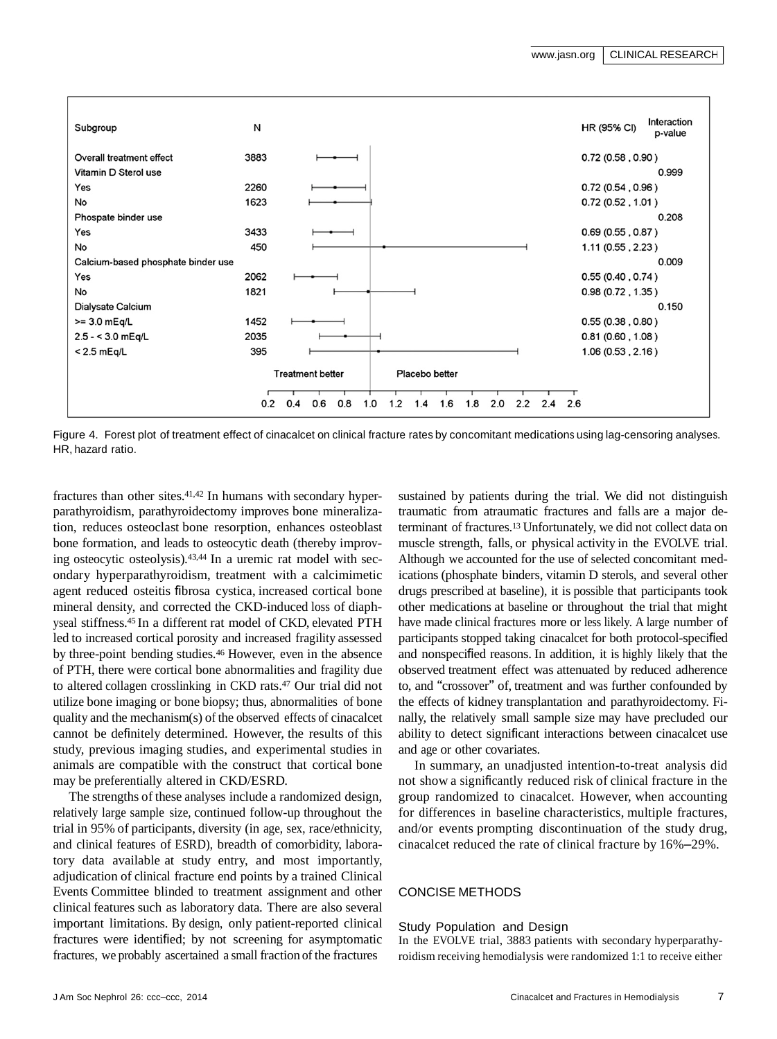| Subgroup | N | HR (95% CI) | Interaction p-value |
|---|---|---|---|
| Overall treatment effect | 3883 | 0.72 (0.58 , 0.90 ) | |
| Vitamin D Sterol use | | | 0.999 |
| Yes | 2260 | 0.72 (0.54 , 0.96 ) | |
| No | 1623 | 0.72 (0.52 , 1.01 ) | |
| Phospate binder use | | | 0.208 |
| Yes | 3433 | 0.69 (0.55 , 0.87 ) | |
| No | 450 | 1.11 (0.55 , 2.23 ) | |
| Calcium-based phosphate binder use | | | 0.009 |
| Yes | 2062 | 0.55 (0.40 , 0.74 ) | |
| No | 1821 | 0.98 (0.72 , 1.35 ) | |
| Dialysate Calcium | | | 0.150 |
| >= 3.0 mEq/L | 1452 | 0.55 (0.38 , 0.80 ) | |
| 2.5 - < 3.0 mEq/L | 2035 | 0.81 (0.60 , 1.08 ) | |
| < 2.5 mEq/L | 395 | 1.06 (0.53 , 2.16 ) | |

Treatment better | Placebo better

Figure 4. Forest plot of treatment effect of cinacalcet on clinical fracture rates by concomitant medications using lag-censoring analyses. HR, hazard ratio.

fractures than other sites.[41,42] In humans with secondary hyperparathyroidism, parathyroidectomy improves bone mineralization, reduces osteoclast bone resorption, enhances osteoblast bone formation, and leads to osteocytic death (thereby improving osteocytic osteolysis).[43,44] In a uremic rat model with secondary hyperparathyroidism, treatment with a calcimimetic agent reduced osteitis fibrosa cystica, increased cortical bone mineral density, and corrected the CKD-induced loss of diaphyseal stiffness.[45] In a different rat model of CKD, elevated PTH led to increased cortical porosity and increased fragility assessed by three-point bending studies.[46] However, even in the absence of PTH, there were cortical bone abnormalities and fragility due to altered collagen crosslinking in CKD rats.[47] Our trial did not utilize bone imaging or bone biopsy; thus, abnormalities of bone quality and the mechanism(s) of the observed effects of cinacalcet cannot be definitely determined. However, the results of this study, previous imaging studies, and experimental studies in animals are compatible with the construct that cortical bone may be preferentially altered in CKD/ESRD.

The strengths of these analyses include a randomized design, relatively large sample size, continued follow-up throughout the trial in 95% of participants, diversity (in age, sex, race/ethnicity, and clinical features of ESRD), breadth of comorbidity, laboratory data available at study entry, and most importantly, adjudication of clinical fracture end points by a trained Clinical Events Committee blinded to treatment assignment and other clinical features such as laboratory data. There are also several important limitations. By design, only patient-reported clinical fractures were identified; by not screening for asymptomatic fractures, we probably ascertained a small fraction of the fractures sustained by patients during the trial. We did not distinguish traumatic from atraumatic fractures and falls are a major determinant of fractures.[13] Unfortunately, we did not collect data on muscle strength, falls, or physical activity in the EVOLVE trial. Although we accounted for the use of selected concomitant medications (phosphate binders, vitamin D sterols, and several other drugs prescribed at baseline), it is possible that participants took other medications at baseline or throughout the trial that might have made clinical fractures more or less likely. A large number of participants stopped taking cinacalcet for both protocol-specified and nonspecified reasons. In addition, it is highly likely that the observed treatment effect was attenuated by reduced adherence to, and "crossover" of, treatment and was further confounded by the effects of kidney transplantation and parathyroidectomy. Finally, the relatively small sample size may have precluded our ability to detect significant interactions between cinacalcet use and age or other covariates.

In summary, an unadjusted intention-to-treat analysis did not show a significantly reduced risk of clinical fracture in the group randomized to cinacalcet. However, when accounting for differences in baseline characteristics, multiple fractures, and/or events prompting discontinuation of the study drug, cinacalcet reduced the rate of clinical fracture by 16%–29%.

## CONCISE METHODS

### Study Population and Design

In the EVOLVE trial, 3883 patients with secondary hyperparathyroidism receiving hemodialysis were randomized 1:1 to receive either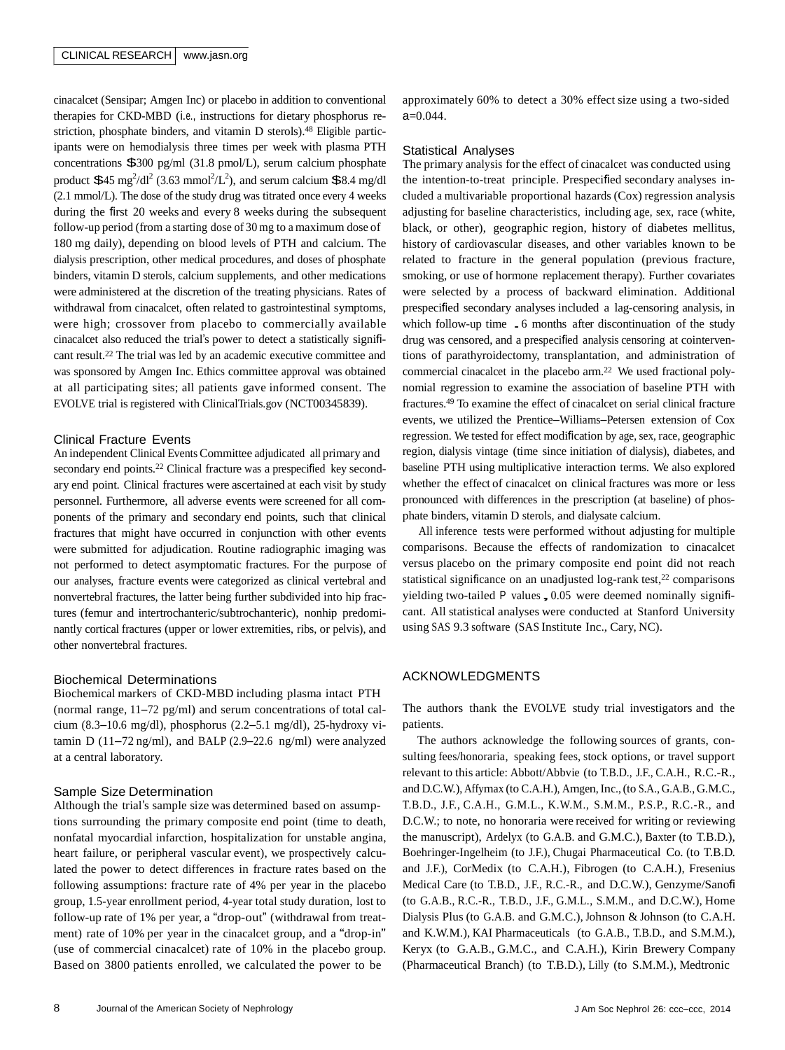cinacalcet (Sensipar; Amgen Inc) or placebo in addition to conventional therapies for CKD-MBD (i.e., instructions for dietary phosphorus restriction, phosphate binders, and vitamin D sterols).[48] Eligible participants were on hemodialysis three times per week with plasma PTH concentrations $\geq$300 pg/ml (31.8 pmol/L), serum calcium phosphate product $\geq$45 mg$^2$/dl$^2$ (3.63 mmol$^2$/L$^2$), and serum calcium $\geq$8.4 mg/dl (2.1 mmol/L). The dose of the study drug was titrated once every 4 weeks during the first 20 weeks and every 8 weeks during the subsequent follow-up period (from a starting dose of 30 mg to a maximum dose of 180 mg daily), depending on blood levels of PTH and calcium. The dialysis prescription, other medical procedures, and doses of phosphate binders, vitamin D sterols, calcium supplements, and other medications were administered at the discretion of the treating physicians. Rates of withdrawal from cinacalcet, often related to gastrointestinal symptoms, were high; crossover from placebo to commercially available cinacalcet also reduced the trial's power to detect a statistically significant result.[22] The trial was led by an academic executive committee and was sponsored by Amgen Inc. Ethics committee approval was obtained at all participating sites; all patients gave informed consent. The EVOLVE trial is registered with ClinicalTrials.gov (NCT00345839).

## Clinical Fracture Events

An independent Clinical Events Committee adjudicated all primary and secondary end points.[22] Clinical fracture was a prespecified key secondary end point. Clinical fractures were ascertained at each visit by study personnel. Furthermore, all adverse events were screened for all components of the primary and secondary end points, such that clinical fractures that might have occurred in conjunction with other events were submitted for adjudication. Routine radiographic imaging was not performed to detect asymptomatic fractures. For the purpose of our analyses, fracture events were categorized as clinical vertebral and nonvertebral fractures, the latter being further subdivided into hip fractures (femur and intertrochanteric/subtrochanteric), nonhip predominantly cortical fractures (upper or lower extremities, ribs, or pelvis), and other nonvertebral fractures.

## Biochemical Determinations

Biochemical markers of CKD-MBD including plasma intact PTH (normal range, 11–72 pg/ml) and serum concentrations of total calcium (8.3–10.6 mg/dl), phosphorus (2.2–5.1 mg/dl), 25-hydroxy vitamin D (11–72 ng/ml), and BALP (2.9–22.6 ng/ml) were analyzed at a central laboratory.

## Sample Size Determination

Although the trial's sample size was determined based on assumptions surrounding the primary composite end point (time to death, nonfatal myocardial infarction, hospitalization for unstable angina, heart failure, or peripheral vascular event), we prospectively calculated the power to detect differences in fracture rates based on the following assumptions: fracture rate of 4% per year in the placebo group, 1.5-year enrollment period, 4-year total study duration, lost to follow-up rate of 1% per year, a "drop-out" (withdrawal from treatment) rate of 10% per year in the cinacalcet group, and a "drop-in" (use of commercial cinacalcet) rate of 10% in the placebo group. Based on 3800 patients enrolled, we calculated the power to be approximately 60% to detect a 30% effect size using a two-sided $\alpha$=0.044.

## Statistical Analyses

The primary analysis for the effect of cinacalcet was conducted using the intention-to-treat principle. Prespecified secondary analyses included a multivariable proportional hazards (Cox) regression analysis adjusting for baseline characteristics, including age, sex, race (white, black, or other), geographic region, history of diabetes mellitus, history of cardiovascular diseases, and other variables known to be related to fracture in the general population (previous fracture, smoking, or use of hormone replacement therapy). Further covariates were selected by a process of backward elimination. Additional prespecified secondary analyses included a lag-censoring analysis, in which follow-up time $\geq$6 months after discontinuation of the study drug was censored, and a prespecified analysis censoring at cointerventions of parathyroidectomy, transplantation, and administration of commercial cinacalcet in the placebo arm.[22] We used fractional polynomial regression to examine the association of baseline PTH with fractures.[49] To examine the effect of cinacalcet on serial clinical fracture events, we utilized the Prentice–Williams–Petersen extension of Cox regression. We tested for effect modification by age, sex, race, geographic region, dialysis vintage (time since initiation of dialysis), diabetes, and baseline PTH using multiplicative interaction terms. We also explored whether the effect of cinacalcet on clinical fractures was more or less pronounced with differences in the prescription (at baseline) of phosphate binders, vitamin D sterols, and dialysate calcium.

All inference tests were performed without adjusting for multiple comparisons. Because the effects of randomization to cinacalcet versus placebo on the primary composite end point did not reach statistical significance on an unadjusted log-rank test,[22] comparisons yielding two-tailed *P* values $\leq$0.05 were deemed nominally significant. All statistical analyses were conducted at Stanford University using SAS 9.3 software (SAS Institute Inc., Cary, NC).

## ACKNOWLEDGMENTS

The authors thank the EVOLVE study trial investigators and the patients.

The authors acknowledge the following sources of grants, consulting fees/honoraria, speaking fees, stock options, or travel support relevant to this article: Abbott/Abbvie (to T.B.D., J.F., C.A.H., R.C.-R., and D.C.W.), Affymax (to C.A.H.), Amgen, Inc., (to S.A., G.A.B., G.M.C., T.B.D., J.F., C.A.H., G.M.L., K.W.M., S.M.M., P.S.P., R.C.-R., and D.C.W.; to note, no honoraria were received for writing or reviewing the manuscript), Ardelyx (to G.A.B. and G.M.C.), Baxter (to T.B.D.), Boehringer-Ingelheim (to J.F.), Chugai Pharmaceutical Co. (to T.B.D. and J.F.), CorMedix (to C.A.H.), Fibrogen (to C.A.H.), Fresenius Medical Care (to T.B.D., J.F., R.C.-R., and D.C.W.), Genzyme/Sanofi (to G.A.B., R.C.-R., T.B.D., J.F., G.M.L., S.M.M., and D.C.W.), Home Dialysis Plus (to G.A.B. and G.M.C.), Johnson & Johnson (to C.A.H. and K.W.M.), KAI Pharmaceuticals (to G.A.B., T.B.D., and S.M.M.), Keryx (to G.A.B., G.M.C., and C.A.H.), Kirin Brewery Company (Pharmaceutical Branch) (to T.B.D.), Lilly (to S.M.M.), Medtronic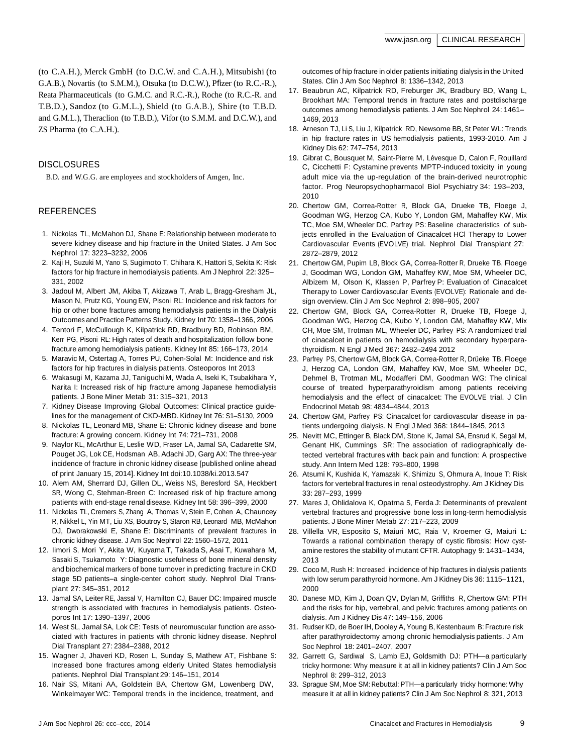(to C.A.H.), Merck GmbH (to D.C.W. and C.A.H.), Mitsubishi (to G.A.B.), Novartis (to S.M.M.), Otsuka (to D.C.W.), Pfizer (to R.C.-R.), Reata Pharmaceuticals (to G.M.C. and R.C.-R.), Roche (to R.C.-R. and T.B.D.), Sandoz (to G.M.L.), Shield (to G.A.B.), Shire (to T.B.D. and G.M.L.), Theraclion (to T.B.D.), Vifor (to S.M.M. and D.C.W.), and ZS Pharma (to C.A.H.).

## DISCLOSURES

B.D. and W.G.G. are employees and stockholders of Amgen, Inc.

## REFERENCES

1. Nickolas TL, McMahon DJ, Shane E: Relationship between moderate to severe kidney disease and hip fracture in the United States. J Am Soc Nephrol 17: 3223–3232, 2006
2. Kaji H, Suzuki M, Yano S, Sugimoto T, Chihara K, Hattori S, Sekita K: Risk factors for hip fracture in hemodialysis patients. Am J Nephrol 22: 325–331, 2002
3. Jadoul M, Albert JM, Akiba T, Akizawa T, Arab L, Bragg-Gresham JL, Mason N, Prutz KG, Young EW, Pisoni RL: Incidence and risk factors for hip or other bone fractures among hemodialysis patients in the Dialysis Outcomes and Practice Patterns Study. Kidney Int 70: 1358–1366, 2006
4. Tentori F, McCullough K, Kilpatrick RD, Bradbury BD, Robinson BM, Kerr PG, Pisoni RL: High rates of death and hospitalization follow bone fracture among hemodialysis patients. Kidney Int 85: 166–173, 2014
5. Maravic M, Ostertag A, Torres PU, Cohen-Solal M: Incidence and risk factors for hip fractures in dialysis patients. Osteoporos Int 2013
6. Wakasugi M, Kazama JJ, Taniguchi M, Wada A, Iseki K, Tsubakihara Y, Narita I: Increased risk of hip fracture among Japanese hemodialysis patients. J Bone Miner Metab 31: 315–321, 2013
7. Kidney Disease Improving Global Outcomes: Clinical practice guidelines for the management of CKD-MBD. Kidney Int 76: S1–S130, 2009
8. Nickolas TL, Leonard MB, Shane E: Chronic kidney disease and bone fracture: A growing concern. Kidney Int 74: 721–731, 2008
9. Naylor KL, McArthur E, Leslie WD, Fraser LA, Jamal SA, Cadarette SM, Pouget JG, Lok CE, Hodsman AB, Adachi JD, Garg AX: The three-year incidence of fracture in chronic kidney disease [published online ahead of print January 15, 2014]. Kidney Int doi:10.1038/ki.2013.547
10. Alem AM, Sherrard DJ, Gillen DL, Weiss NS, Beresford SA, Heckbert SR, Wong C, Stehman-Breen C: Increased risk of hip fracture among patients with end-stage renal disease. Kidney Int 58: 396–399, 2000
11. Nickolas TL, Cremers S, Zhang A, Thomas V, Stein E, Cohen A, Chauncey R, Nikkel L, Yin MT, Liu XS, Boutroy S, Staron RB, Leonard MB, McMahon DJ, Dworakowski E, Shane E: Discriminants of prevalent fractures in chronic kidney disease. J Am Soc Nephrol 22: 1560–1572, 2011
12. Iimori S, Mori Y, Akita W, Kuyama T, Takada S, Asai T, Kuwahara M, Sasaki S, Tsukamoto Y: Diagnostic usefulness of bone mineral density and biochemical markers of bone turnover in predicting fracture in CKD stage 5D patients–a single-center cohort study. Nephrol Dial Transplant 27: 345–351, 2012
13. Jamal SA, Leiter RE, Jassal V, Hamilton CJ, Bauer DC: Impaired muscle strength is associated with fractures in hemodialysis patients. Osteoporos Int 17: 1390–1397, 2006
14. West SL, Jamal SA, Lok CE: Tests of neuromuscular function are associated with fractures in patients with chronic kidney disease. Nephrol Dial Transplant 27: 2384–2388, 2012
15. Wagner J, Jhaveri KD, Rosen L, Sunday S, Mathew AT, Fishbane S: Increased bone fractures among elderly United States hemodialysis patients. Nephrol Dial Transplant 29: 146–151, 2014
16. Nair SS, Mitani AA, Goldstein BA, Chertow GM, Lowenberg DW, Winkelmayer WC: Temporal trends in the incidence, treatment, and outcomes of hip fracture in older patients initiating dialysis in the United States. Clin J Am Soc Nephrol 8: 1336–1342, 2013
17. Beaubrun AC, Kilpatrick RD, Freburger JK, Bradbury BD, Wang L, Brookhart MA: Temporal trends in fracture rates and postdischarge outcomes among hemodialysis patients. J Am Soc Nephrol 24: 1461–1469, 2013
18. Arneson TJ, Li S, Liu J, Kilpatrick RD, Newsome BB, St Peter WL: Trends in hip fracture rates in US hemodialysis patients, 1993-2010. Am J Kidney Dis 62: 747–754, 2013
19. Gibrat C, Bousquet M, Saint-Pierre M, Lévesque D, Calon F, Rouillard C, Cicchetti F: Cystamine prevents MPTP-induced toxicity in young adult mice via the up-regulation of the brain-derived neurotrophic factor. Prog Neuropsychopharmacol Biol Psychiatry 34: 193–203, 2010
20. Chertow GM, Correa-Rotter R, Block GA, Drueke TB, Floege J, Goodman WG, Herzog CA, Kubo Y, London GM, Mahaffey KW, Mix TC, Moe SM, Wheeler DC, Parfrey PS: Baseline characteristics of subjects enrolled in the Evaluation of Cinacalcet HCl Therapy to Lower Cardiovascular Events (EVOLVE) trial. Nephrol Dial Transplant 27: 2872–2879, 2012
21. Chertow GM, Pupim LB, Block GA, Correa-Rotter R, Drueke TB, Floege J, Goodman WG, London GM, Mahaffey KW, Moe SM, Wheeler DC, Albizem M, Olson K, Klassen P, Parfrey P: Evaluation of Cinacalcet Therapy to Lower Cardiovascular Events (EVOLVE): Rationale and design overview. Clin J Am Soc Nephrol 2: 898–905, 2007
22. Chertow GM, Block GA, Correa-Rotter R, Drueke TB, Floege J, Goodman WG, Herzog CA, Kubo Y, London GM, Mahaffey KW, Mix CH, Moe SM, Trotman ML, Wheeler DC, Parfrey PS: A randomized trial of cinacalcet in patients on hemodialysis with secondary hyperparathyroidism. N Engl J Med 367: 2482–2494 2012
23. Parfrey PS, Chertow GM, Block GA, Correa-Rotter R, Drüeke TB, Floege J, Herzog CA, London GM, Mahaffey KW, Moe SM, Wheeler DC, Dehmel B, Trotman ML, Modafferi DM, Goodman WG: The clinical course of treated hyperparathyroidism among patients receiving hemodialysis and the effect of cinacalcet: The EVOLVE trial. J Clin Endocrinol Metab 98: 4834–4844, 2013
24. Chertow GM, Parfrey PS: Cinacalcet for cardiovascular disease in patients undergoing dialysis. N Engl J Med 368: 1844–1845, 2013
25. Nevitt MC, Ettinger B, Black DM, Stone K, Jamal SA, Ensrud K, Segal M, Genant HK, Cummings SR: The association of radiographically detected vertebral fractures with back pain and function: A prospective study. Ann Intern Med 128: 793–800, 1998
26. Atsumi K, Kushida K, Yamazaki K, Shimizu S, Ohmura A, Inoue T: Risk factors for vertebral fractures in renal osteodystrophy. Am J Kidney Dis 33: 287–293, 1999
27. Mares J, Ohlidalova K, Opatrna S, Ferda J: Determinants of prevalent vertebral fractures and progressive bone loss in long-term hemodialysis patients. J Bone Miner Metab 27: 217–223, 2009
28. Villella VR, Esposito S, Maiuri MC, Raia V, Kroemer G, Maiuri L: Towards a rational combination therapy of cystic fibrosis: How cystamine restores the stability of mutant CFTR. Autophagy 9: 1431–1434, 2013
29. Coco M, Rush H: Increased incidence of hip fractures in dialysis patients with low serum parathyroid hormone. Am J Kidney Dis 36: 1115–1121, 2000
30. Danese MD, Kim J, Doan QV, Dylan M, Griffiths R, Chertow GM: PTH and the risks for hip, vertebral, and pelvic fractures among patients on dialysis. Am J Kidney Dis 47: 149–156, 2006
31. Rudser KD, de Boer IH, Dooley A, Young B, Kestenbaum B: Fracture risk after parathyroidectomy among chronic hemodialysis patients. J Am Soc Nephrol 18: 2401–2407, 2007
32. Garrett G, Sardiwal S, Lamb EJ, Goldsmith DJ: PTH—a particularly tricky hormone: Why measure it at all in kidney patients? Clin J Am Soc Nephrol 8: 299–312, 2013
33. Sprague SM, Moe SM: Rebuttal: PTH—a particularly tricky hormone: Why measure it at all in kidney patients? Clin J Am Soc Nephrol 8: 321, 2013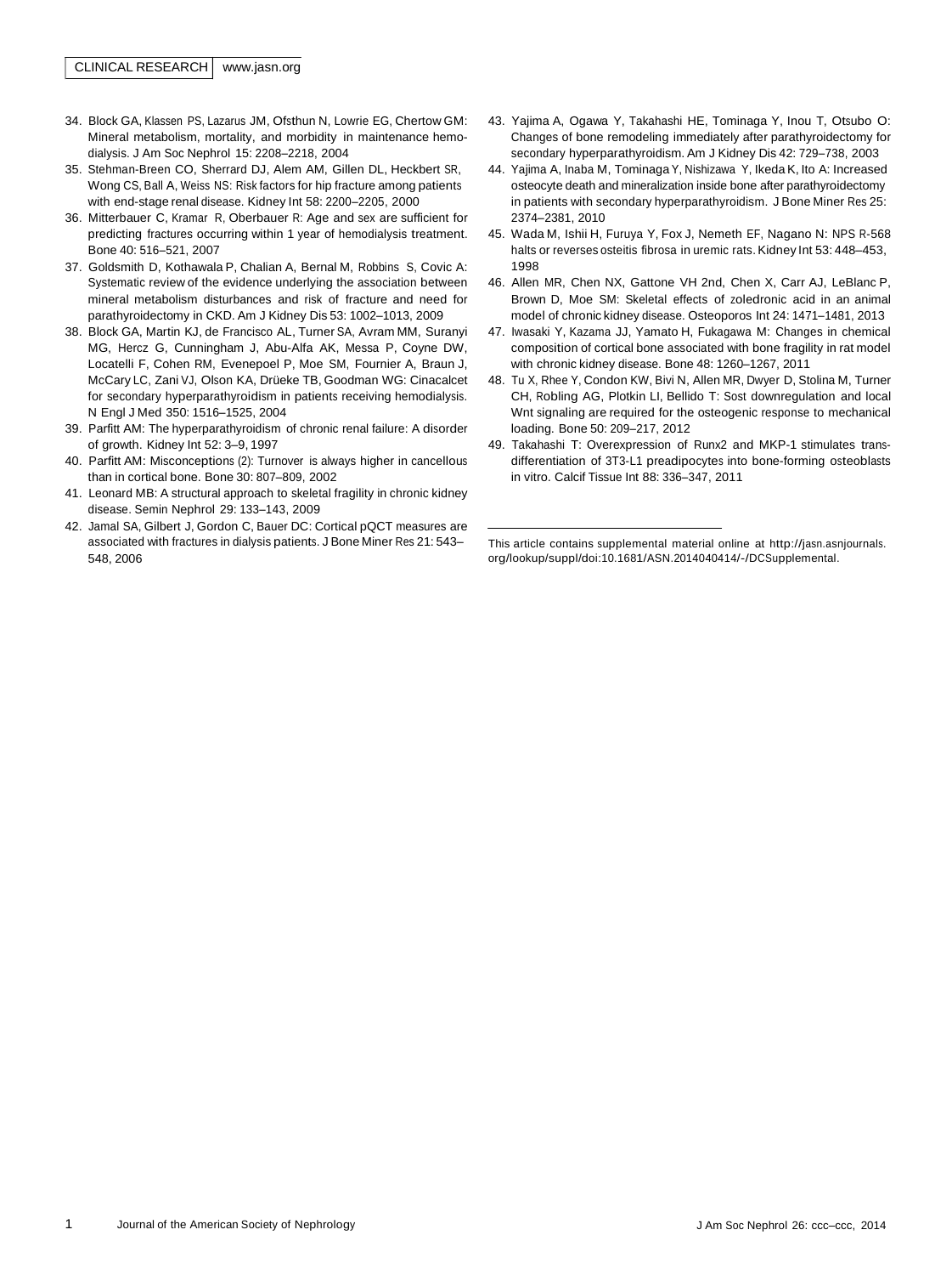34. Block GA, Klassen PS, Lazarus JM, Ofsthun N, Lowrie EG, Chertow GM: Mineral metabolism, mortality, and morbidity in maintenance hemodialysis. J Am Soc Nephrol 15: 2208–2218, 2004
35. Stehman-Breen CO, Sherrard DJ, Alem AM, Gillen DL, Heckbert SR, Wong CS, Ball A, Weiss NS: Risk factors for hip fracture among patients with end-stage renal disease. Kidney Int 58: 2200–2205, 2000
36. Mitterbauer C, Kramar R, Oberbauer R: Age and sex are sufficient for predicting fractures occurring within 1 year of hemodialysis treatment. Bone 40: 516–521, 2007
37. Goldsmith D, Kothawala P, Chalian A, Bernal M, Robbins S, Covic A: Systematic review of the evidence underlying the association between mineral metabolism disturbances and risk of fracture and need for parathyroidectomy in CKD. Am J Kidney Dis 53: 1002–1013, 2009
38. Block GA, Martin KJ, de Francisco AL, Turner SA, Avram MM, Suranyi MG, Hercz G, Cunningham J, Abu-Alfa AK, Messa P, Coyne DW, Locatelli F, Cohen RM, Evenepoel P, Moe SM, Fournier A, Braun J, McCary LC, Zani VJ, Olson KA, Drüeke TB, Goodman WG: Cinacalcet for secondary hyperparathyroidism in patients receiving hemodialysis. N Engl J Med 350: 1516–1525, 2004
39. Parfitt AM: The hyperparathyroidism of chronic renal failure: A disorder of growth. Kidney Int 52: 3–9, 1997
40. Parfitt AM: Misconceptions (2): Turnover is always higher in cancellous than in cortical bone. Bone 30: 807–809, 2002
41. Leonard MB: A structural approach to skeletal fragility in chronic kidney disease. Semin Nephrol 29: 133–143, 2009
42. Jamal SA, Gilbert J, Gordon C, Bauer DC: Cortical pQCT measures are associated with fractures in dialysis patients. J Bone Miner Res 21: 543–548, 2006
43. Yajima A, Ogawa Y, Takahashi HE, Tominaga Y, Inou T, Otsubo O: Changes of bone remodeling immediately after parathyroidectomy for secondary hyperparathyroidism. Am J Kidney Dis 42: 729–738, 2003
44. Yajima A, Inaba M, Tominaga Y, Nishizawa Y, Ikeda K, Ito A: Increased osteocyte death and mineralization inside bone after parathyroidectomy in patients with secondary hyperparathyroidism. J Bone Miner Res 25: 2374–2381, 2010
45. Wada M, Ishii H, Furuya Y, Fox J, Nemeth EF, Nagano N: NPS R-568 halts or reverses osteitis fibrosa in uremic rats. Kidney Int 53: 448–453, 1998
46. Allen MR, Chen NX, Gattone VH 2nd, Chen X, Carr AJ, LeBlanc P, Brown D, Moe SM: Skeletal effects of zoledronic acid in an animal model of chronic kidney disease. Osteoporos Int 24: 1471–1481, 2013
47. Iwasaki Y, Kazama JJ, Yamato H, Fukagawa M: Changes in chemical composition of cortical bone associated with bone fragility in rat model with chronic kidney disease. Bone 48: 1260–1267, 2011
48. Tu X, Rhee Y, Condon KW, Bivi N, Allen MR, Dwyer D, Stolina M, Turner CH, Robling AG, Plotkin LI, Bellido T: Sost downregulation and local Wnt signaling are required for the osteogenic response to mechanical loading. Bone 50: 209–217, 2012
49. Takahashi T: Overexpression of Runx2 and MKP-1 stimulates transdifferentiation of 3T3-L1 preadipocytes into bone-forming osteoblasts in vitro. Calcif Tissue Int 88: 336–347, 2011

---

This article contains supplemental material online at http://jasn.asnjournals.org/lookup/suppl/doi:10.1681/ASN.2014040414/-/DCSupplemental.